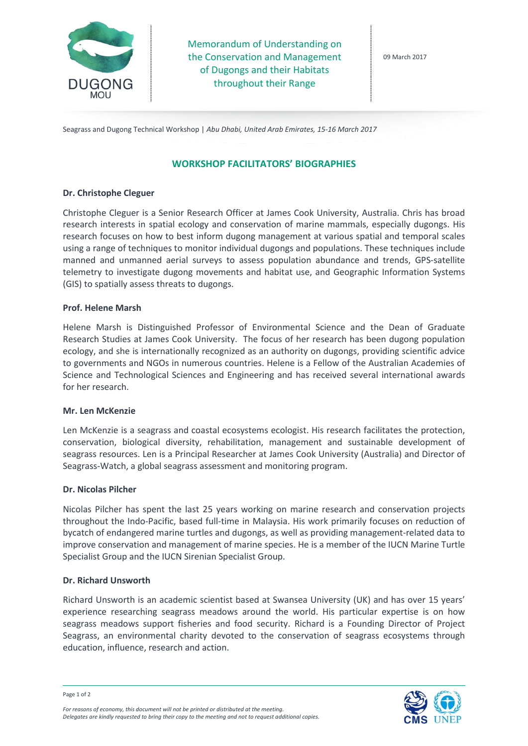Memorandum of Understanding on the Conservation and Management of Dugongs and their Habitats throughout their Range

09 March 2017

Seagrass and Dugong Technical Workshop | *Abu Dhabi, United Arab Emirates, 15-16 March 2017*

## WORKSHOP FACILITATORS' BIOGRAPHIES

**Dr. Christophe Cleguer**

Christophe Cleguer is a Senior Research Officer at James Cook University, Australia. Chris has broad research interests in spatial ecology and conservation of marine mammals, especially dugongs. His research focuses on how to best inform dugong management at various spatial and temporal scales using a range of techniques to monitor individual dugongs and populations. These techniques include manned and unmanned aerial surveys to assess population abundance and trends, GPS-satellite telemetry to investigate dugong movements and habitat use, and Geographic Information Systems (GIS) to spatially assess threats to dugongs.

**Prof. Helene Marsh**

Helene Marsh is Distinguished Professor of Environmental Science and the Dean of Graduate Research Studies at James Cook University. The focus of her research has been dugong population ecology, and she is internationally recognized as an authority on dugongs, providing scientific advice to governments and NGOs in numerous countries. Helene is a Fellow of the Australian Academies of Science and Technological Sciences and Engineering and has received several international awards for her research.

**Mr. Len McKenzie**

Len McKenzie is a seagrass and coastal ecosystems ecologist. His research facilitates the protection, conservation, biological diversity, rehabilitation, management and sustainable development of seagrass resources. Len is a Principal Researcher at James Cook University (Australia) and Director of Seagrass-Watch, a global seagrass assessment and monitoring program.

**Dr. Nicolas Pilcher**

Nicolas Pilcher has spent the last 25 years working on marine research and conservation projects throughout the Indo-Pacific, based full-time in Malaysia. His work primarily focuses on reduction of bycatch of endangered marine turtles and dugongs, as well as providing management-related data to improve conservation and management of marine species. He is a member of the IUCN Marine Turtle Specialist Group and the IUCN Sirenian Specialist Group.

**Dr. Richard Unsworth**

Richard Unsworth is an academic scientist based at Swansea University (UK) and has over 15 years' experience researching seagrass meadows around the world. His particular expertise is on how seagrass meadows support fisheries and food security. Richard is a Founding Director of Project Seagrass, an environmental charity devoted to the conservation of seagrass ecosystems through education, influence, research and action.

*For reasons of economy, this document will not be printed or distributed at the meeting.*
*Delegates are kindly requested to bring their copy to the meeting and not to request additional copies.*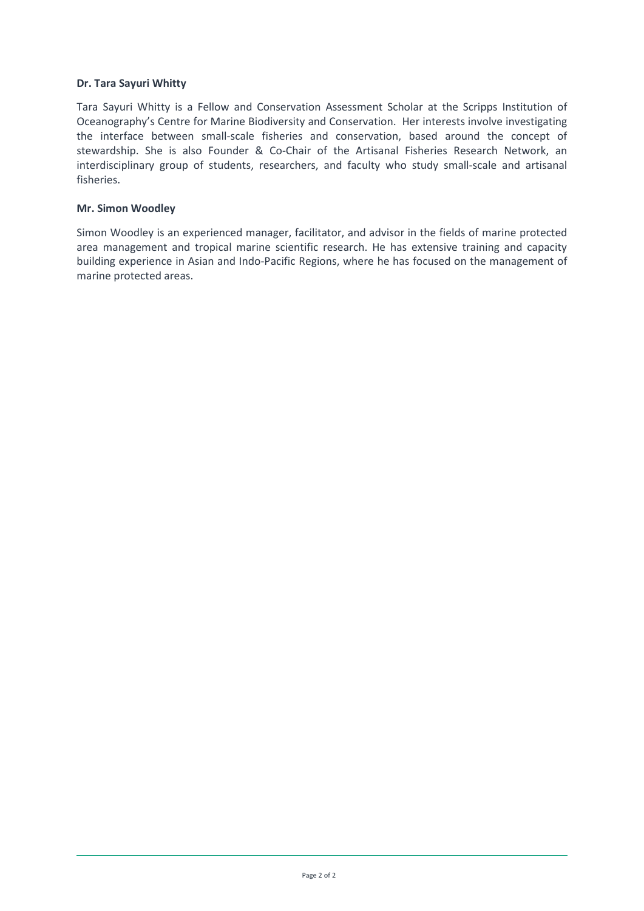**Dr. Tara Sayuri Whitty**

Tara Sayuri Whitty is a Fellow and Conservation Assessment Scholar at the Scripps Institution of Oceanography's Centre for Marine Biodiversity and Conservation. Her interests involve investigating the interface between small-scale fisheries and conservation, based around the concept of stewardship. She is also Founder & Co-Chair of the Artisanal Fisheries Research Network, an interdisciplinary group of students, researchers, and faculty who study small-scale and artisanal fisheries.

**Mr. Simon Woodley**

Simon Woodley is an experienced manager, facilitator, and advisor in the fields of marine protected area management and tropical marine scientific research. He has extensive training and capacity building experience in Asian and Indo-Pacific Regions, where he has focused on the management of marine protected areas.